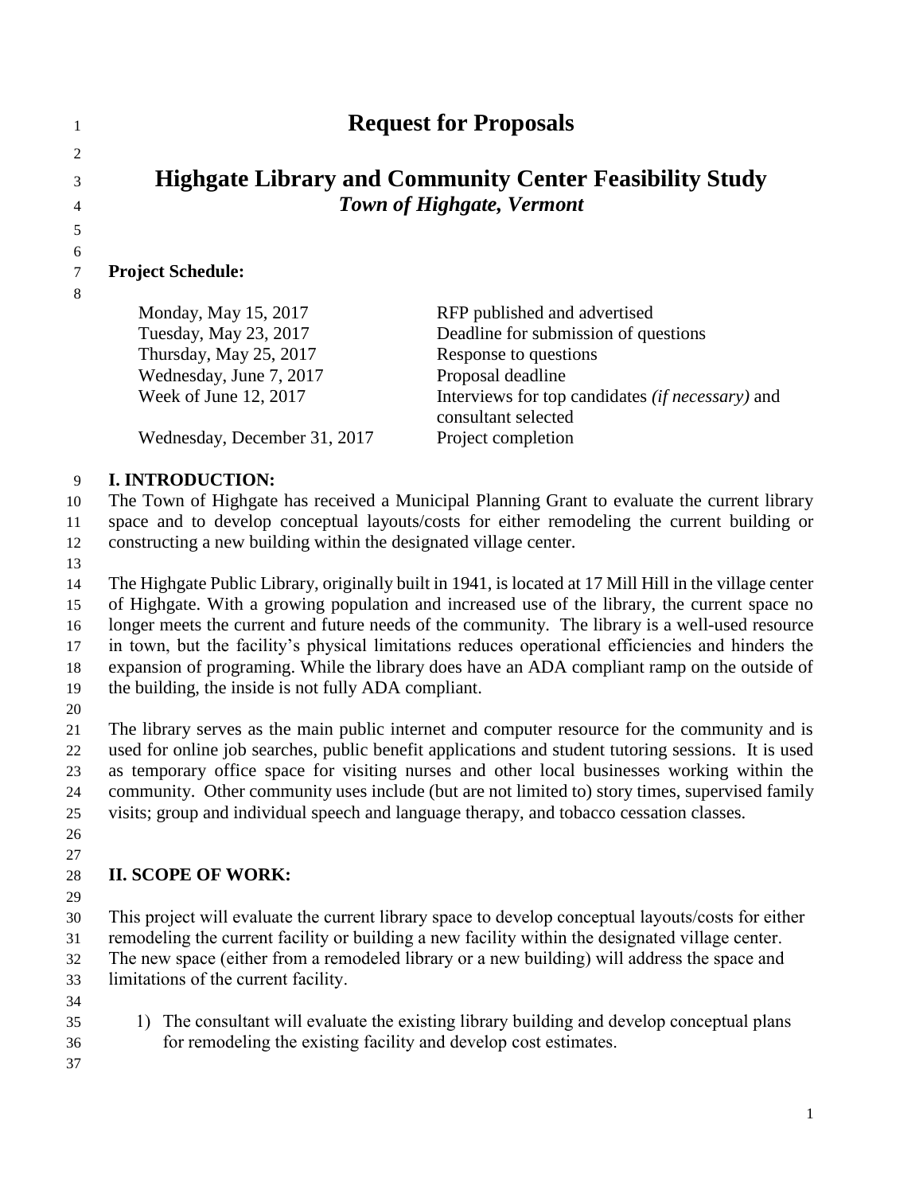# Request for Proposals

## Highgate Library and Community Center Feasibility Study

***Town of Highgate, Vermont***

**Project Schedule:**

| | |
|---|---|
| Monday, May 15, 2017 | RFP published and advertised |
| Tuesday, May 23, 2017 | Deadline for submission of questions |
| Thursday, May 25, 2017 | Response to questions |
| Wednesday, June 7, 2017 | Proposal deadline |
| Week of June 12, 2017 | Interviews for top candidates *(if necessary)* and consultant selected |
| Wednesday, December 31, 2017 | Project completion |

**I. INTRODUCTION:**

The Town of Highgate has received a Municipal Planning Grant to evaluate the current library space and to develop conceptual layouts/costs for either remodeling the current building or constructing a new building within the designated village center.

The Highgate Public Library, originally built in 1941, is located at 17 Mill Hill in the village center of Highgate. With a growing population and increased use of the library, the current space no longer meets the current and future needs of the community. The library is a well-used resource in town, but the facility's physical limitations reduces operational efficiencies and hinders the expansion of programing. While the library does have an ADA compliant ramp on the outside of the building, the inside is not fully ADA compliant.

The library serves as the main public internet and computer resource for the community and is used for online job searches, public benefit applications and student tutoring sessions. It is used as temporary office space for visiting nurses and other local businesses working within the community. Other community uses include (but are not limited to) story times, supervised family visits; group and individual speech and language therapy, and tobacco cessation classes.

**II. SCOPE OF WORK:**

This project will evaluate the current library space to develop conceptual layouts/costs for either remodeling the current facility or building a new facility within the designated village center. The new space (either from a remodeled library or a new building) will address the space and limitations of the current facility.

1) The consultant will evaluate the existing library building and develop conceptual plans for remodeling the existing facility and develop cost estimates.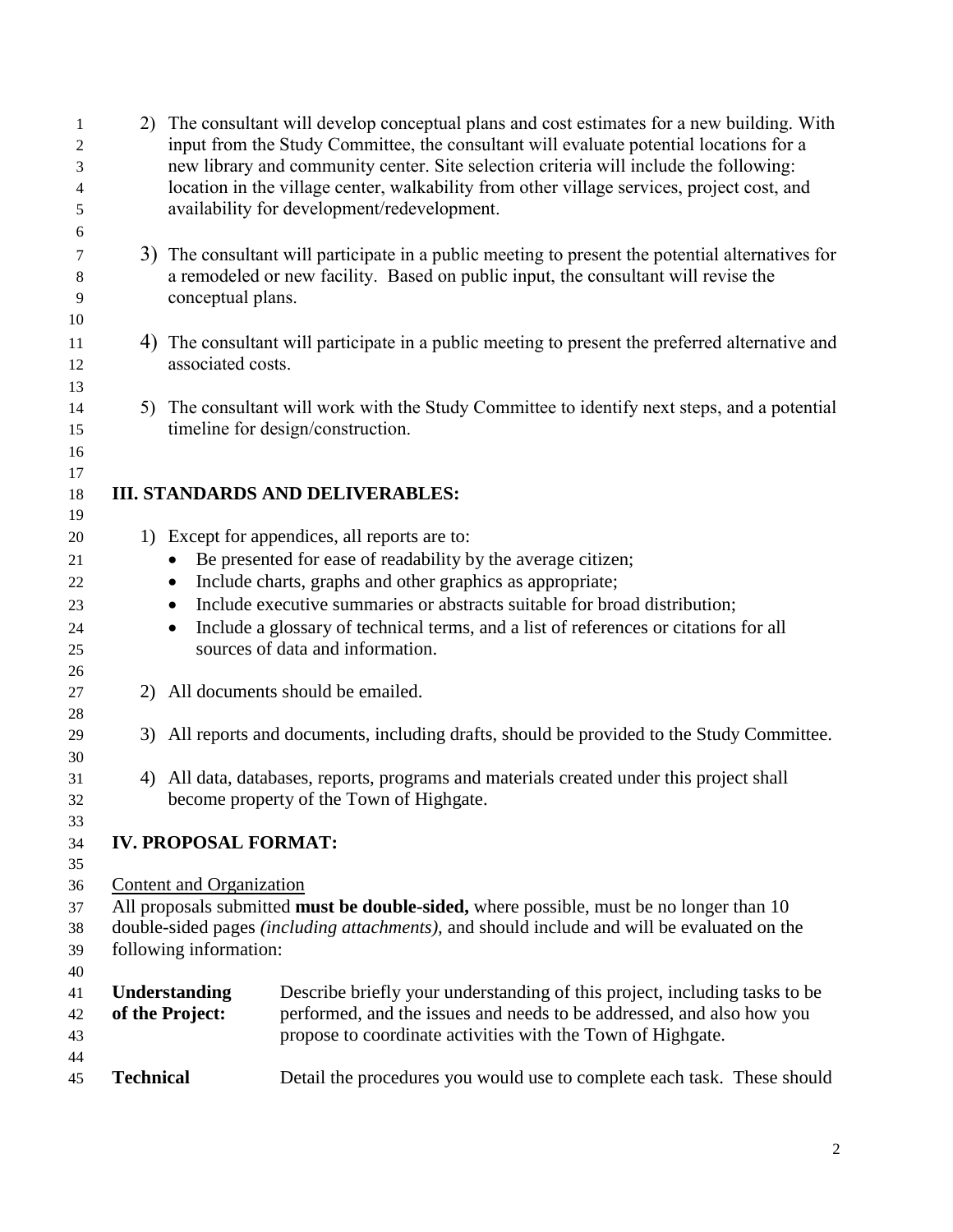2) The consultant will develop conceptual plans and cost estimates for a new building. With input from the Study Committee, the consultant will evaluate potential locations for a new library and community center. Site selection criteria will include the following: location in the village center, walkability from other village services, project cost, and availability for development/redevelopment.

3) The consultant will participate in a public meeting to present the potential alternatives for a remodeled or new facility. Based on public input, the consultant will revise the conceptual plans.

4) The consultant will participate in a public meeting to present the preferred alternative and associated costs.

5) The consultant will work with the Study Committee to identify next steps, and a potential timeline for design/construction.

## III. STANDARDS AND DELIVERABLES:

1) Except for appendices, all reports are to:
   - Be presented for ease of readability by the average citizen;
   - Include charts, graphs and other graphics as appropriate;
   - Include executive summaries or abstracts suitable for broad distribution;
   - Include a glossary of technical terms, and a list of references or citations for all sources of data and information.

2) All documents should be emailed.

3) All reports and documents, including drafts, should be provided to the Study Committee.

4) All data, databases, reports, programs and materials created under this project shall become property of the Town of Highgate.

## IV. PROPOSAL FORMAT:

Content and Organization

All proposals submitted **must be double-sided,** where possible, must be no longer than 10 double-sided pages *(including attachments),* and should include and will be evaluated on the following information:

**Understanding of the Project:** Describe briefly your understanding of this project, including tasks to be performed, and the issues and needs to be addressed, and also how you propose to coordinate activities with the Town of Highgate.

**Technical** Detail the procedures you would use to complete each task. These should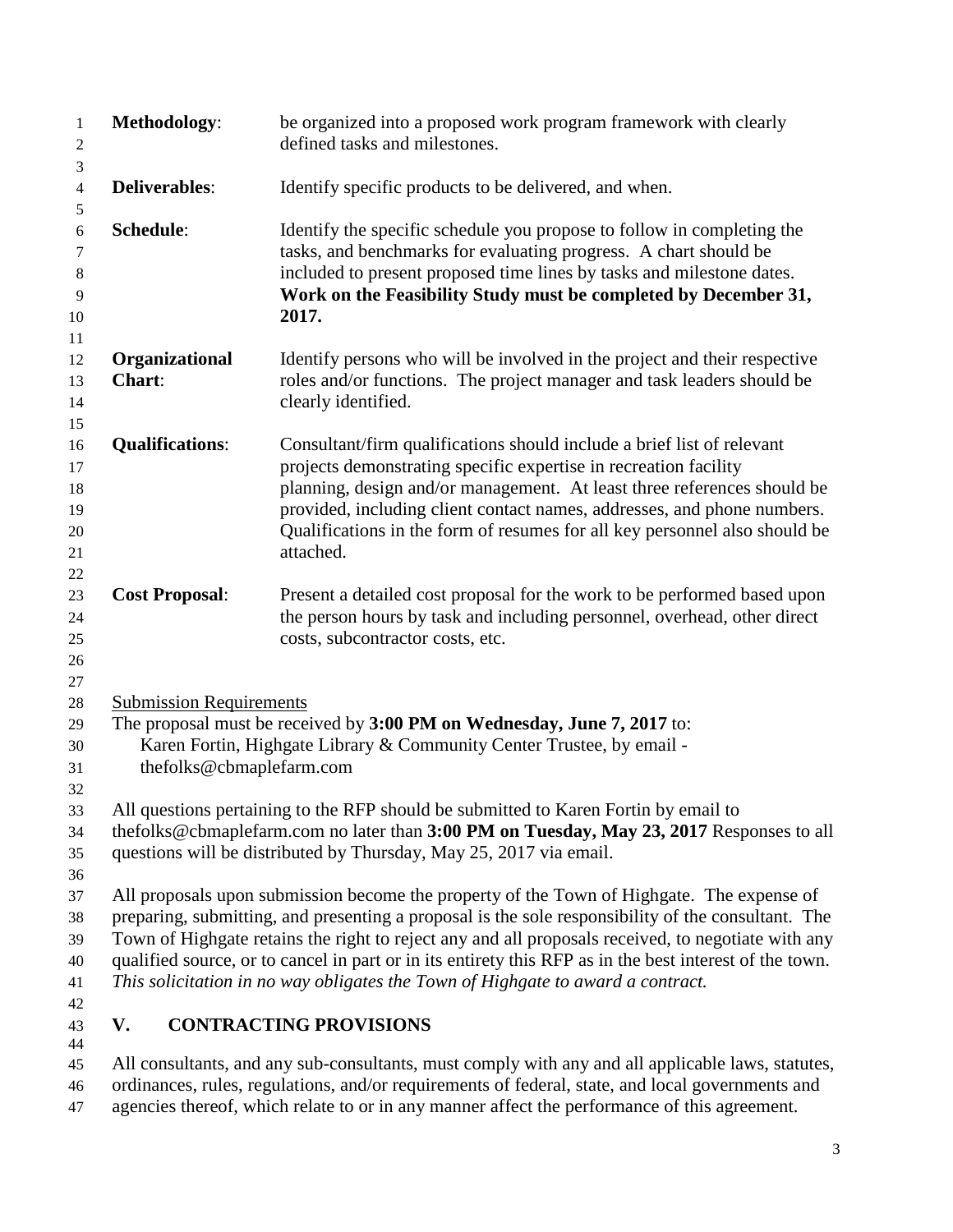**Methodology**: be organized into a proposed work program framework with clearly defined tasks and milestones.

**Deliverables**: Identify specific products to be delivered, and when.

**Schedule**: Identify the specific schedule you propose to follow in completing the tasks, and benchmarks for evaluating progress. A chart should be included to present proposed time lines by tasks and milestone dates. **Work on the Feasibility Study must be completed by December 31, 2017.**

**Organizational Chart**: Identify persons who will be involved in the project and their respective roles and/or functions. The project manager and task leaders should be clearly identified.

**Qualifications**: Consultant/firm qualifications should include a brief list of relevant projects demonstrating specific expertise in recreation facility planning, design and/or management. At least three references should be provided, including client contact names, addresses, and phone numbers. Qualifications in the form of resumes for all key personnel also should be attached.

**Cost Proposal**: Present a detailed cost proposal for the work to be performed based upon the person hours by task and including personnel, overhead, other direct costs, subcontractor costs, etc.

Submission Requirements

The proposal must be received by **3:00 PM on Wednesday, June 7, 2017** to:
Karen Fortin, Highgate Library & Community Center Trustee, by email - thefolks@cbmaplefarm.com

All questions pertaining to the RFP should be submitted to Karen Fortin by email to thefolks@cbmaplefarm.com no later than **3:00 PM on Tuesday, May 23, 2017** Responses to all questions will be distributed by Thursday, May 25, 2017 via email.

All proposals upon submission become the property of the Town of Highgate. The expense of preparing, submitting, and presenting a proposal is the sole responsibility of the consultant. The Town of Highgate retains the right to reject any and all proposals received, to negotiate with any qualified source, or to cancel in part or in its entirety this RFP as in the best interest of the town. *This solicitation in no way obligates the Town of Highgate to award a contract.*

## V. CONTRACTING PROVISIONS

All consultants, and any sub-consultants, must comply with any and all applicable laws, statutes, ordinances, rules, regulations, and/or requirements of federal, state, and local governments and agencies thereof, which relate to or in any manner affect the performance of this agreement.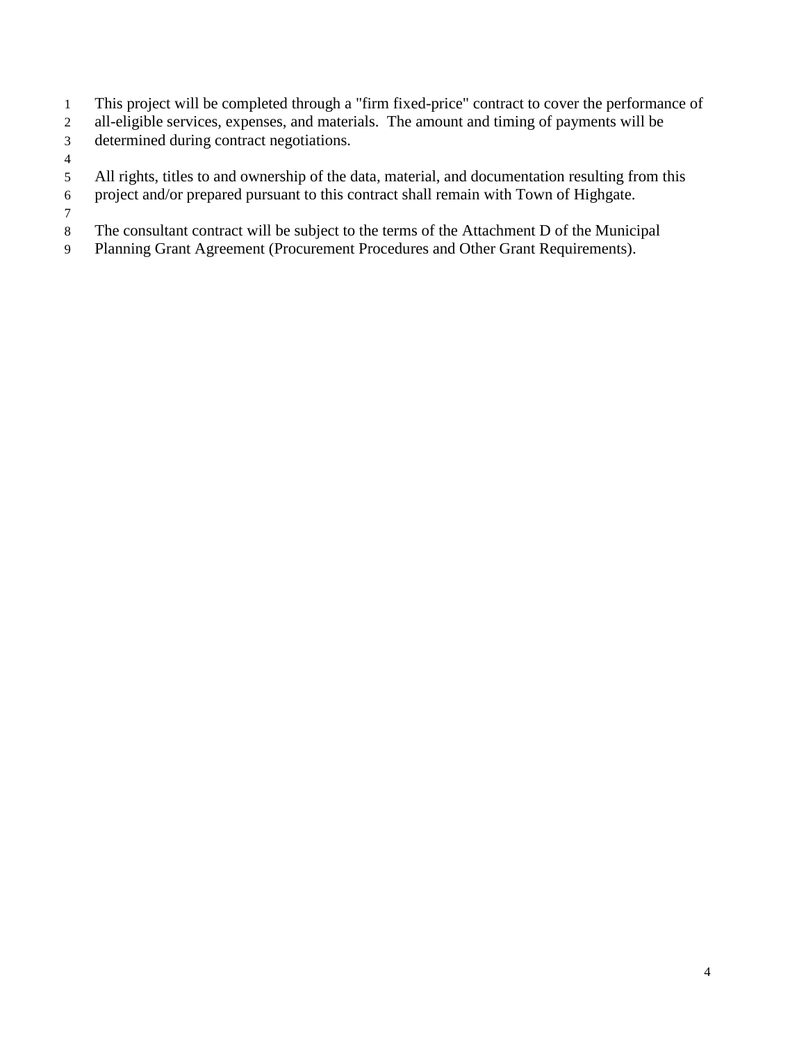This project will be completed through a "firm fixed-price" contract to cover the performance of all-eligible services, expenses, and materials. The amount and timing of payments will be determined during contract negotiations.

All rights, titles to and ownership of the data, material, and documentation resulting from this project and/or prepared pursuant to this contract shall remain with Town of Highgate.

The consultant contract will be subject to the terms of the Attachment D of the Municipal Planning Grant Agreement (Procurement Procedures and Other Grant Requirements).